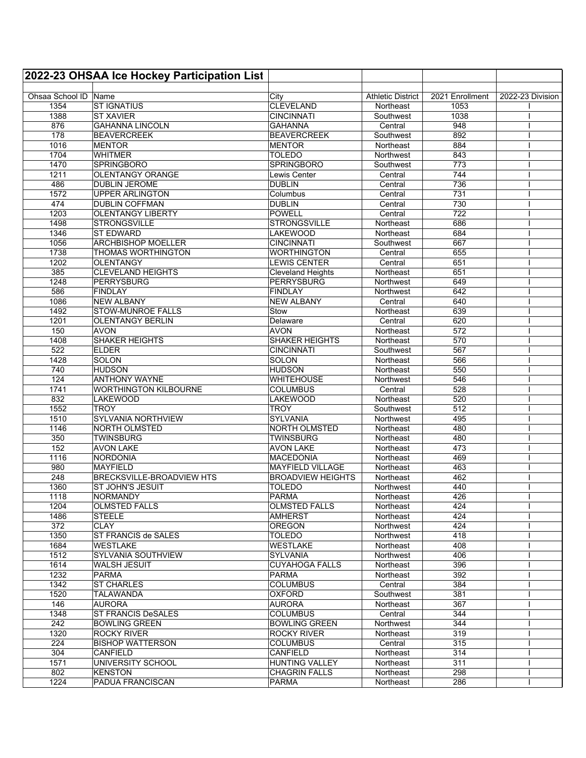## 2022-23 OHSAA Ice Hockey Participation List

| Ohsaa School ID | Name | City | Athletic District | 2021 Enrollment | 2022-23 Division |
|---|---|---|---|---|---|
| 1354 | ST IGNATIUS | CLEVELAND | Northeast | 1053 | I |
| 1388 | ST XAVIER | CINCINNATI | Southwest | 1038 | I |
| 876 | GAHANNA LINCOLN | GAHANNA | Central | 948 | I |
| 178 | BEAVERCREEK | BEAVERCREEK | Southwest | 892 | I |
| 1016 | MENTOR | MENTOR | Northeast | 884 | I |
| 1704 | WHITMER | TOLEDO | Northwest | 843 | I |
| 1470 | SPRINGBORO | SPRINGBORO | Southwest | 773 | I |
| 1211 | OLENTANGY ORANGE | Lewis Center | Central | 744 | I |
| 486 | DUBLIN JEROME | DUBLIN | Central | 736 | I |
| 1572 | UPPER ARLINGTON | Columbus | Central | 731 | I |
| 474 | DUBLIN COFFMAN | DUBLIN | Central | 730 | I |
| 1203 | OLENTANGY LIBERTY | POWELL | Central | 722 | I |
| 1498 | STRONGSVILLE | STRONGSVILLE | Northeast | 686 | I |
| 1346 | ST EDWARD | LAKEWOOD | Northeast | 684 | I |
| 1056 | ARCHBISHOP MOELLER | CINCINNATI | Southwest | 667 | I |
| 1738 | THOMAS WORTHINGTON | WORTHINGTON | Central | 655 | I |
| 1202 | OLENTANGY | LEWIS CENTER | Central | 651 | I |
| 385 | CLEVELAND HEIGHTS | Cleveland Heights | Northeast | 651 | I |
| 1248 | PERRYSBURG | PERRYSBURG | Northwest | 649 | I |
| 586 | FINDLAY | FINDLAY | Northwest | 642 | I |
| 1086 | NEW ALBANY | NEW ALBANY | Central | 640 | I |
| 1492 | STOW-MUNROE FALLS | Stow | Northeast | 639 | I |
| 1201 | OLENTANGY BERLIN | Delaware | Central | 620 | I |
| 150 | AVON | AVON | Northeast | 572 | I |
| 1408 | SHAKER HEIGHTS | SHAKER HEIGHTS | Northeast | 570 | I |
| 522 | ELDER | CINCINNATI | Southwest | 567 | I |
| 1428 | SOLON | SOLON | Northeast | 566 | I |
| 740 | HUDSON | HUDSON | Northeast | 550 | I |
| 124 | ANTHONY WAYNE | WHITEHOUSE | Northwest | 546 | I |
| 1741 | WORTHINGTON KILBOURNE | COLUMBUS | Central | 528 | I |
| 832 | LAKEWOOD | LAKEWOOD | Northeast | 520 | I |
| 1552 | TROY | TROY | Southwest | 512 | I |
| 1510 | SYLVANIA NORTHVIEW | SYLVANIA | Northwest | 495 | I |
| 1146 | NORTH OLMSTED | NORTH OLMSTED | Northeast | 480 | I |
| 350 | TWINSBURG | TWINSBURG | Northeast | 480 | I |
| 152 | AVON LAKE | AVON LAKE | Northeast | 473 | I |
| 1116 | NORDONIA | MACEDONIA | Northeast | 469 | I |
| 980 | MAYFIELD | MAYFIELD VILLAGE | Northeast | 463 | I |
| 248 | BRECKSVILLE-BROADVIEW HTS | BROADVIEW HEIGHTS | Northeast | 462 | I |
| 1360 | ST JOHN'S JESUIT | TOLEDO | Northwest | 440 | I |
| 1118 | NORMANDY | PARMA | Northeast | 426 | I |
| 1204 | OLMSTED FALLS | OLMSTED FALLS | Northeast | 424 | I |
| 1486 | STEELE | AMHERST | Northeast | 424 | I |
| 372 | CLAY | OREGON | Northwest | 424 | I |
| 1350 | ST FRANCIS de SALES | TOLEDO | Northwest | 418 | I |
| 1684 | WESTLAKE | WESTLAKE | Northeast | 408 | I |
| 1512 | SYLVANIA SOUTHVIEW | SYLVANIA | Northwest | 406 | I |
| 1614 | WALSH JESUIT | CUYAHOGA FALLS | Northeast | 396 | I |
| 1232 | PARMA | PARMA | Northeast | 392 | I |
| 1342 | ST CHARLES | COLUMBUS | Central | 384 | I |
| 1520 | TALAWANDA | OXFORD | Southwest | 381 | I |
| 146 | AURORA | AURORA | Northeast | 367 | I |
| 1348 | ST FRANCIS DeSALES | COLUMBUS | Central | 344 | I |
| 242 | BOWLING GREEN | BOWLING GREEN | Northwest | 344 | I |
| 1320 | ROCKY RIVER | ROCKY RIVER | Northeast | 319 | I |
| 224 | BISHOP WATTERSON | COLUMBUS | Central | 315 | I |
| 304 | CANFIELD | CANFIELD | Northeast | 314 | I |
| 1571 | UNIVERSITY SCHOOL | HUNTING VALLEY | Northeast | 311 | I |
| 802 | KENSTON | CHAGRIN FALLS | Northeast | 298 | I |
| 1224 | PADUA FRANCISCAN | PARMA | Northeast | 286 | I |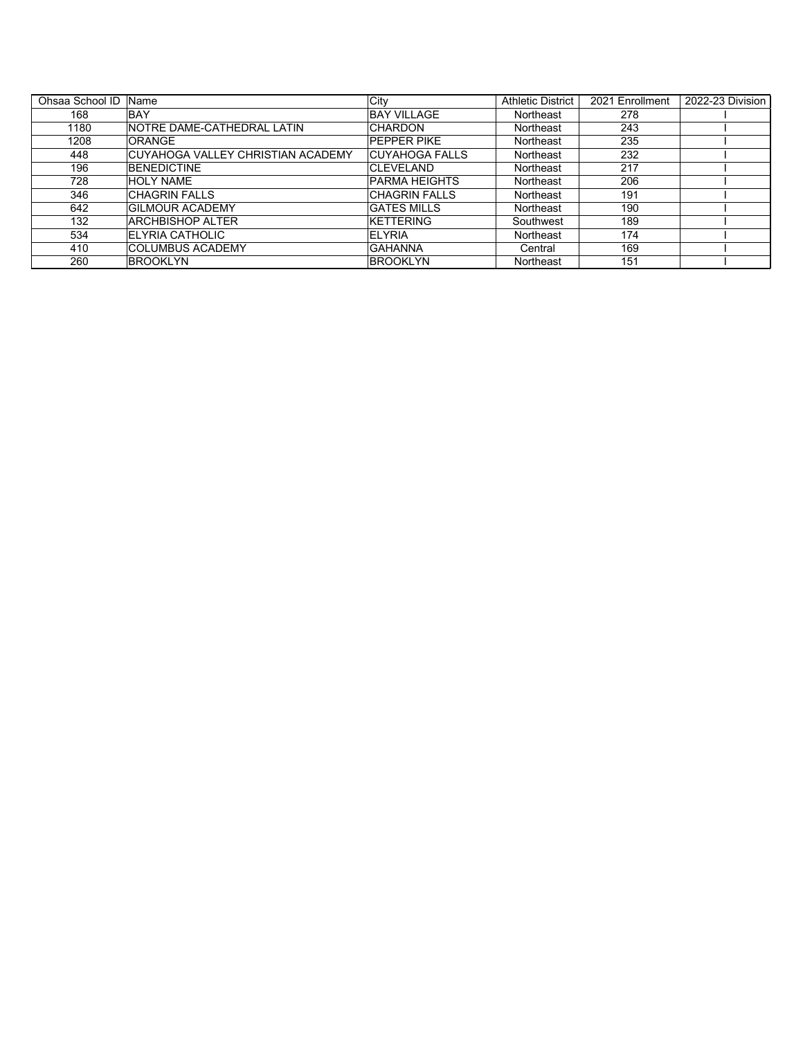| Ohsaa School ID | Name | City | Athletic District | 2021 Enrollment | 2022-23 Division |
|---|---|---|---|---|---|
| 168 | BAY | BAY VILLAGE | Northeast | 278 | I |
| 1180 | NOTRE DAME-CATHEDRAL LATIN | CHARDON | Northeast | 243 | I |
| 1208 | ORANGE | PEPPER PIKE | Northeast | 235 | I |
| 448 | CUYAHOGA VALLEY CHRISTIAN ACADEMY | CUYAHOGA FALLS | Northeast | 232 | I |
| 196 | BENEDICTINE | CLEVELAND | Northeast | 217 | I |
| 728 | HOLY NAME | PARMA HEIGHTS | Northeast | 206 | I |
| 346 | CHAGRIN FALLS | CHAGRIN FALLS | Northeast | 191 | I |
| 642 | GILMOUR ACADEMY | GATES MILLS | Northeast | 190 | I |
| 132 | ARCHBISHOP ALTER | KETTERING | Southwest | 189 | I |
| 534 | ELYRIA CATHOLIC | ELYRIA | Northeast | 174 | I |
| 410 | COLUMBUS ACADEMY | GAHANNA | Central | 169 | I |
| 260 | BROOKLYN | BROOKLYN | Northeast | 151 | I |